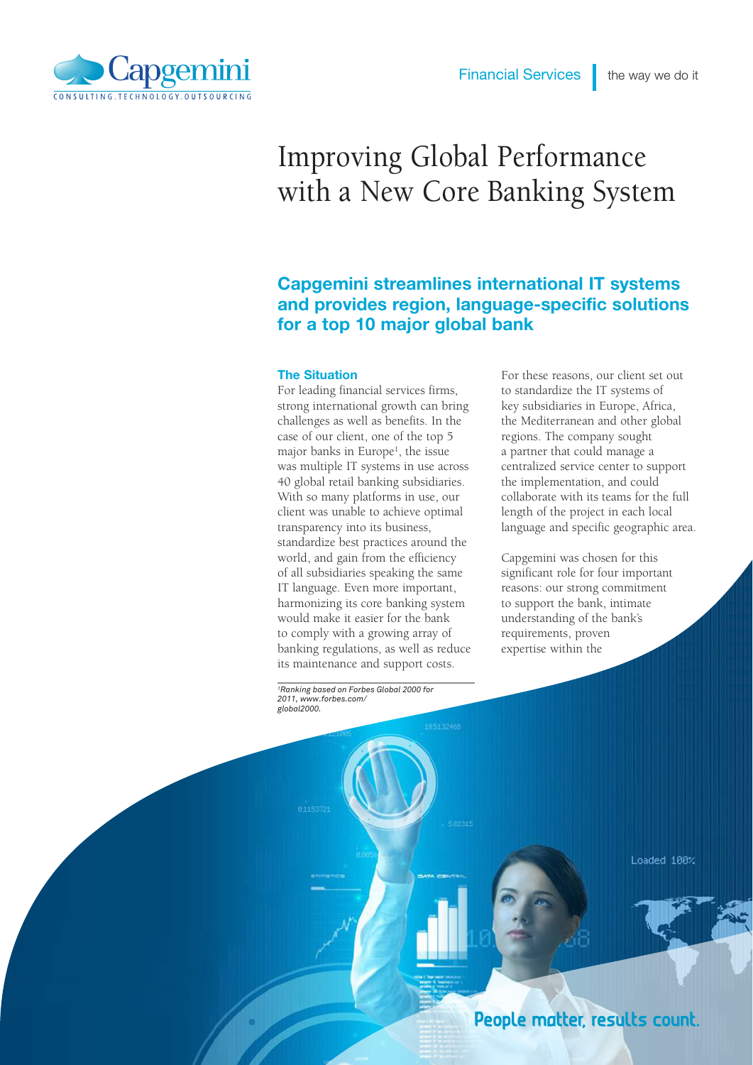# Improving Global Performance with a New Core Banking System

## Capgemini streamlines international IT systems and provides region, language-specific solutions for a top 10 major global bank

### The Situation

For leading financial services firms, strong international growth can bring challenges as well as benefits. In the case of our client, one of the top 5 major banks in Europe[1], the issue was multiple IT systems in use across 40 global retail banking subsidiaries. With so many platforms in use, our client was unable to achieve optimal transparency into its business, standardize best practices around the world, and gain from the efficiency of all subsidiaries speaking the same IT language. Even more important, harmonizing its core banking system would make it easier for the bank to comply with a growing array of banking regulations, as well as reduce its maintenance and support costs.

For these reasons, our client set out to standardize the IT systems of key subsidiaries in Europe, Africa, the Mediterranean and other global regions. The company sought a partner that could manage a centralized service center to support the implementation, and could collaborate with its teams for the full length of the project in each local language and specific geographic area.

Capgemini was chosen for this significant role for four important reasons: our strong commitment to support the bank, intimate understanding of the bank's requirements, proven expertise within the

*[1]Ranking based on Forbes Global 2000 for 2011, www.forbes.com/global2000.*

People matter, results count.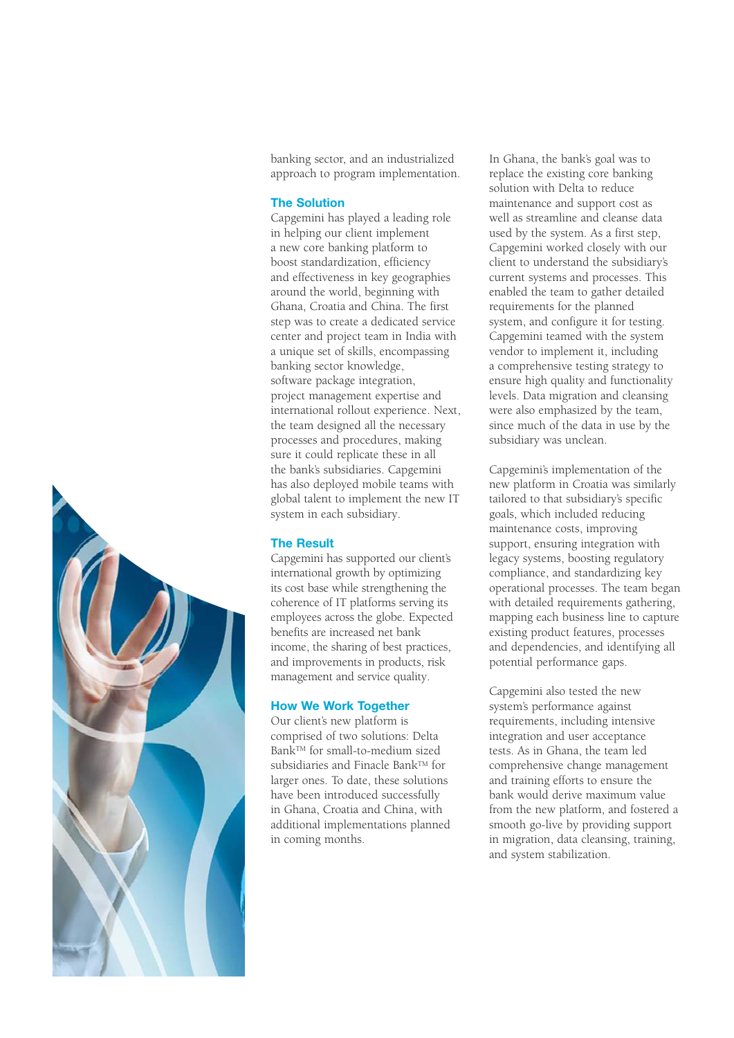banking sector, and an industrialized approach to program implementation.

## The Solution

Capgemini has played a leading role in helping our client implement a new core banking platform to boost standardization, efficiency and effectiveness in key geographies around the world, beginning with Ghana, Croatia and China. The first step was to create a dedicated service center and project team in India with a unique set of skills, encompassing banking sector knowledge, software package integration, project management expertise and international rollout experience. Next, the team designed all the necessary processes and procedures, making sure it could replicate these in all the bank's subsidiaries. Capgemini has also deployed mobile teams with global talent to implement the new IT system in each subsidiary.

## The Result

Capgemini has supported our client's international growth by optimizing its cost base while strengthening the coherence of IT platforms serving its employees across the globe. Expected benefits are increased net bank income, the sharing of best practices, and improvements in products, risk management and service quality.

## How We Work Together

Our client's new platform is comprised of two solutions: Delta Bank™ for small-to-medium sized subsidiaries and Finacle Bank™ for larger ones. To date, these solutions have been introduced successfully in Ghana, Croatia and China, with additional implementations planned in coming months.

In Ghana, the bank's goal was to replace the existing core banking solution with Delta to reduce maintenance and support cost as well as streamline and cleanse data used by the system. As a first step, Capgemini worked closely with our client to understand the subsidiary's current systems and processes. This enabled the team to gather detailed requirements for the planned system, and configure it for testing. Capgemini teamed with the system vendor to implement it, including a comprehensive testing strategy to ensure high quality and functionality levels. Data migration and cleansing were also emphasized by the team, since much of the data in use by the subsidiary was unclean.

Capgemini's implementation of the new platform in Croatia was similarly tailored to that subsidiary's specific goals, which included reducing maintenance costs, improving support, ensuring integration with legacy systems, boosting regulatory compliance, and standardizing key operational processes. The team began with detailed requirements gathering, mapping each business line to capture existing product features, processes and dependencies, and identifying all potential performance gaps.

Capgemini also tested the new system's performance against requirements, including intensive integration and user acceptance tests. As in Ghana, the team led comprehensive change management and training efforts to ensure the bank would derive maximum value from the new platform, and fostered a smooth go-live by providing support in migration, data cleansing, training, and system stabilization.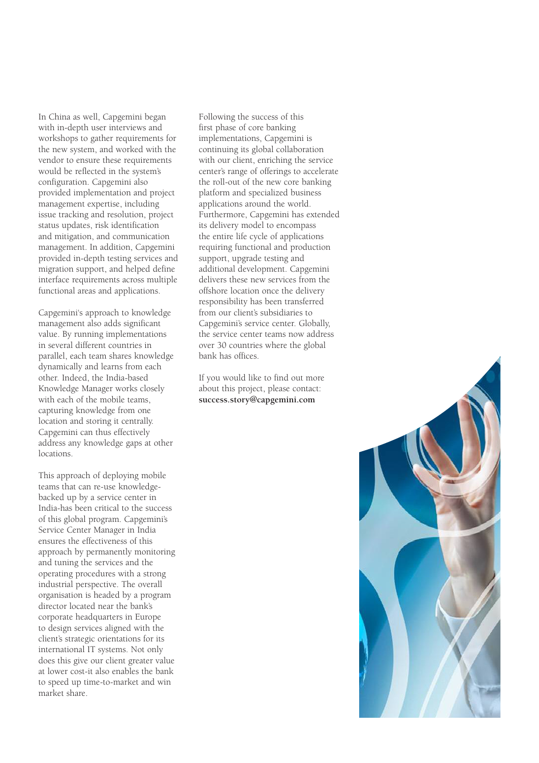In China as well, Capgemini began with in-depth user interviews and workshops to gather requirements for the new system, and worked with the vendor to ensure these requirements would be reflected in the system's configuration. Capgemini also provided implementation and project management expertise, including issue tracking and resolution, project status updates, risk identification and mitigation, and communication management. In addition, Capgemini provided in-depth testing services and migration support, and helped define interface requirements across multiple functional areas and applications.

Capgemini's approach to knowledge management also adds significant value. By running implementations in several different countries in parallel, each team shares knowledge dynamically and learns from each other. Indeed, the India-based Knowledge Manager works closely with each of the mobile teams, capturing knowledge from one location and storing it centrally. Capgemini can thus effectively address any knowledge gaps at other locations.

This approach of deploying mobile teams that can re-use knowledge-backed up by a service center in India-has been critical to the success of this global program. Capgemini's Service Center Manager in India ensures the effectiveness of this approach by permanently monitoring and tuning the services and the operating procedures with a strong industrial perspective. The overall organisation is headed by a program director located near the bank's corporate headquarters in Europe to design services aligned with the client's strategic orientations for its international IT systems. Not only does this give our client greater value at lower cost-it also enables the bank to speed up time-to-market and win market share.

Following the success of this first phase of core banking implementations, Capgemini is continuing its global collaboration with our client, enriching the service center's range of offerings to accelerate the roll-out of the new core banking platform and specialized business applications around the world. Furthermore, Capgemini has extended its delivery model to encompass the entire life cycle of applications requiring functional and production support, upgrade testing and additional development. Capgemini delivers these new services from the offshore location once the delivery responsibility has been transferred from our client's subsidiaries to Capgemini's service center. Globally, the service center teams now address over 30 countries where the global bank has offices.

If you would like to find out more about this project, please contact: **success.story@capgemini.com**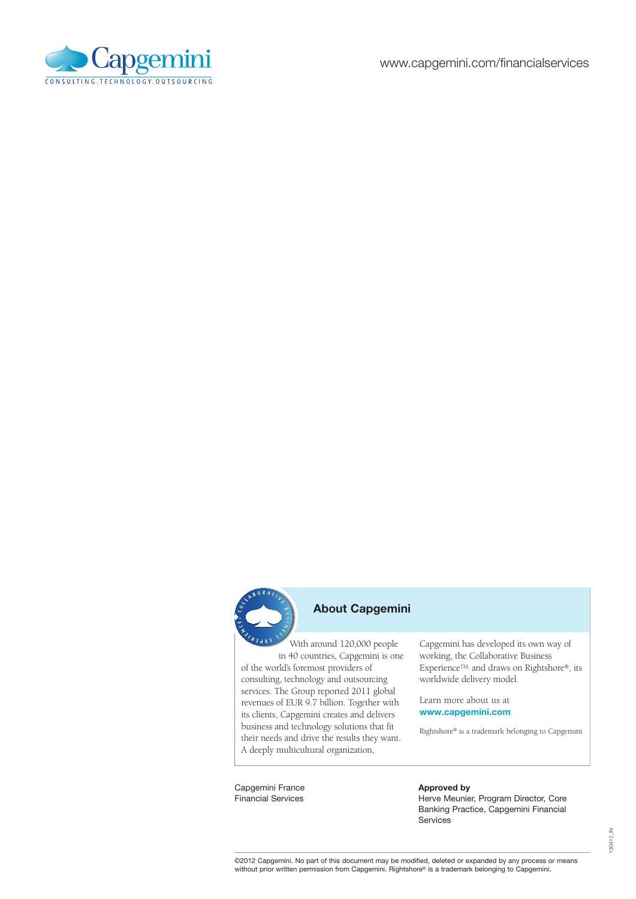www.capgemini.com/financialservices

## About Capgemini

With around 120,000 people in 40 countries, Capgemini is one of the world's foremost providers of consulting, technology and outsourcing services. The Group reported 2011 global revenues of EUR 9.7 billion. Together with its clients, Capgemini creates and delivers business and technology solutions that fit their needs and drive the results they want. A deeply multicultural organization, Capgemini has developed its own way of working, the Collaborative Business Experience™, and draws on Rightshore®, its worldwide delivery model.

Learn more about us at

**www.capgemini.com**

Rightshore® is a trademark belonging to Capgemini

Capgemini France
Financial Services

**Approved by**
Herve Meunier, Program Director, Core Banking Practice, Capgemini Financial Services

130412_IN

©2012 Capgemini. No part of this document may be modified, deleted or expanded by any process or means without prior written permission from Capgemini. Rightshore® is a trademark belonging to Capgemini.